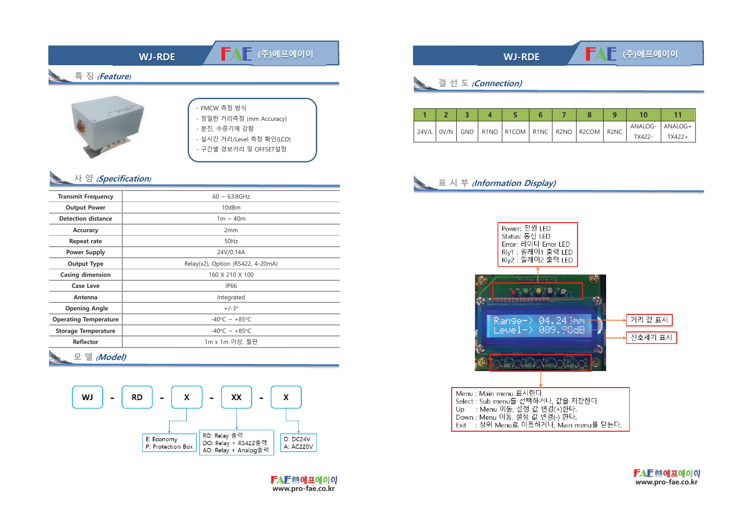# WJ-RDE

FAE (주)에프에이이

## 특 징 (Feature)

- FMCW 측정 방식
- 정밀한 거리측정 (mm Accuracy)
- 분진, 수증기에 강함
- 실시간 거리/Level 측정 확인(LCD)
- 구간별 경보거리 및 OFFSET설정

## 사 양 (Specification)

| Transmit Frequency | 60 ~ 63.8GHz |
|---|---|
| Output Power | 10dBm |
| Detection distance | 1m ~ 40m |
| Accuracy | 2mm |
| Repeat rate | 50Hz |
| Power Supply | 24V/0.14A |
| Output Type | Relay(x2), Option (RS422, 4-20mA) |
| Casing dimension | 160 X 210 X 100 |
| Case Leve | IP66 |
| Antenna | Integrated |
| Opening Angle | +/-3° |
| Operating Temperature | -40°C ~ +85°C |
| Storage Temperature | -40°C ~ +85°C |
| Reflector | 1m x 1m 이상, 철판 |

## 모 델 (Model)

WJ - RD - X - XX - X

- X: E: Economy / P: Protection Box
- XX: RO: Relay 출력 / DO: Relay + RS422출력 / AO: Relay + Analog출력
- X: D: DC24V / A: AC220V

# WJ-RDE

FAE (주)에프에이이

## 결 선 도 (Connection)

| 1 | 2 | 3 | 4 | 5 | 6 | 7 | 8 | 9 | 10 | 11 |
|---|---|---|---|---|---|---|---|---|---|---|
| 24V/L | 0V/N | GND | R1NO | R1COM | R1NC | R2NO | R2COM | R2NC | ANALOG- TX422- | ANALOG+ TX422+ |

## 표 시 부 (Information Display)

Power: 전원 LED
Status: 통신 LED
Error: 레이더 Error LED
Rly1 : 릴레이1 출력 LED
Rly2 : 릴레이2 출력 LED

Range-> 04.243mm
Level-> 089.90dB

거리 값 표시

신호세기 표시

Menu : Main menu 표시한다.
Select : Sub menu를 선택하거나, 값을 저장한다.
Up : Menu 이동, 설정 값 변경(+)한다.
Down : Menu 이동, 설정 값 변경(-) 한다.
Exit : 상위 Menu로 이동하거나, Main menu를 닫는다.

FAE ㈜에프에이이
www.pro-fae.co.kr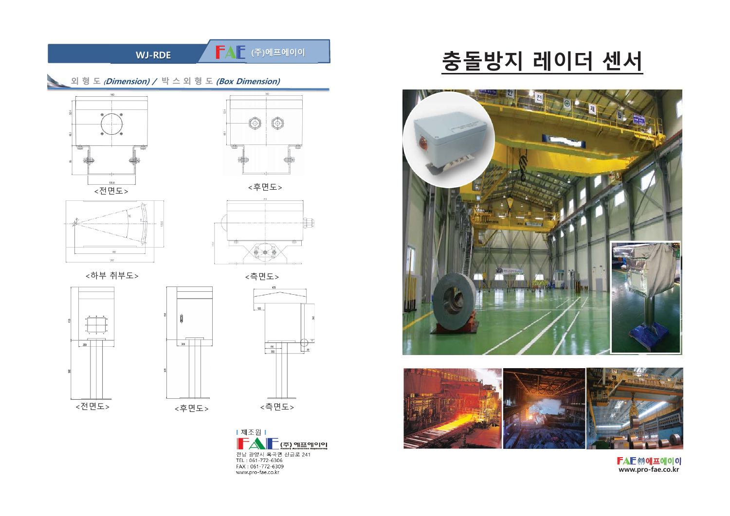WJ-RDE

FAE (주)에프에이이

## 외 형 도 (Dimension) / 박 스 외 형 도 (Box Dimension)

<전면도>

<후면도>

<하부 취부도>

<측면도>

<전면도>

<후면도>

<측면도>

제조원

FAE (주) 에프에이이

Factory Automation Engineering

전남 광양시 옥곡면 신금로 241

TEL : 061-772-6306

FAX : 061-772-6309

www.pro-fae.co.kr

# 충돌방지 레이더 센서

FAE (주)에프에이이

www.pro-fae.co.kr